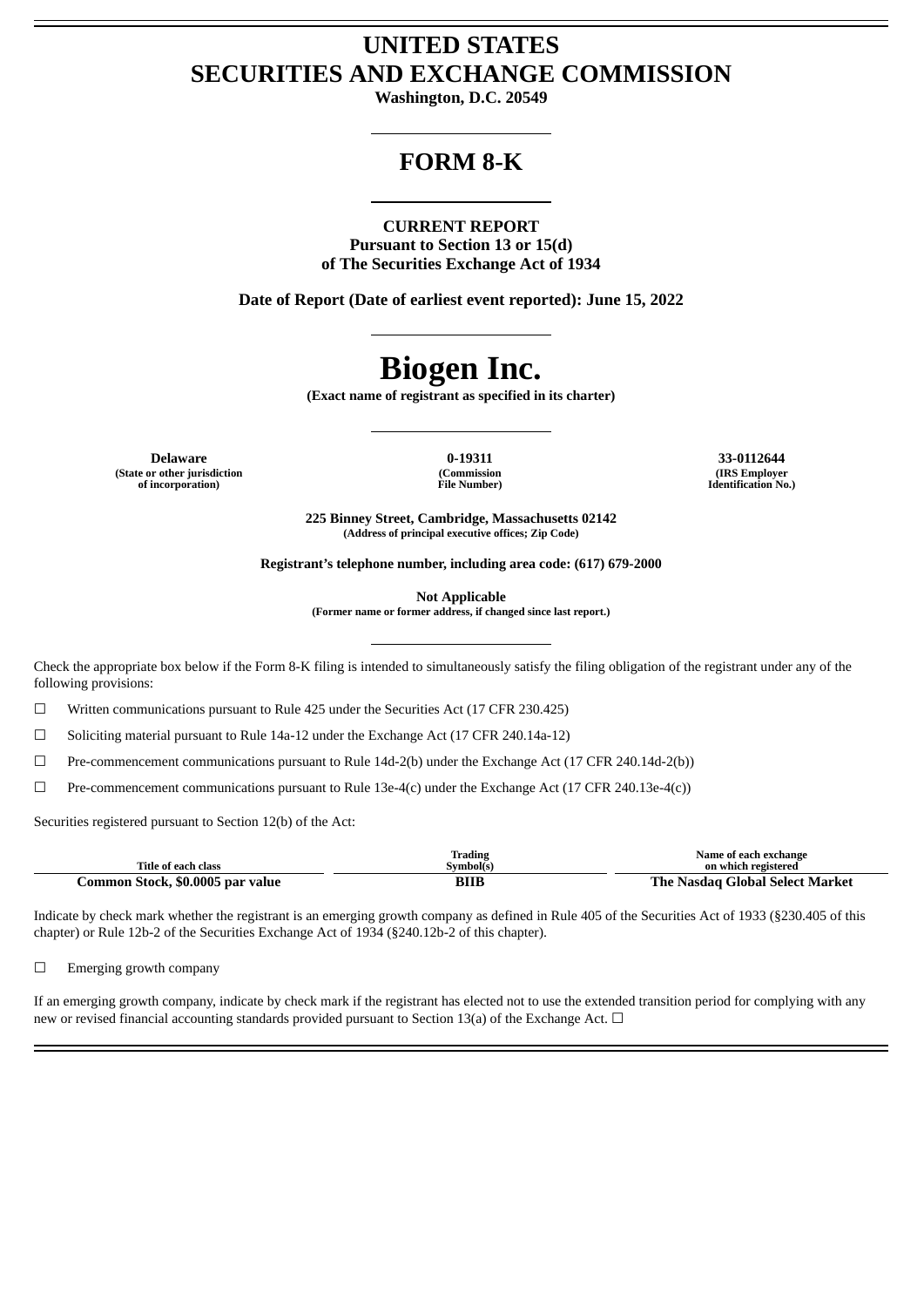# UNITED STATES
# SECURITIES AND EXCHANGE COMMISSION

**Washington, D.C. 20549**

## FORM 8-K

**CURRENT REPORT**
**Pursuant to Section 13 or 15(d)**
**of The Securities Exchange Act of 1934**

**Date of Report (Date of earliest event reported): June 15, 2022**

# Biogen Inc.

**(Exact name of registrant as specified in its charter)**

| Delaware | 0-19311 | 33-0112644 |
|---|---|---|
| (State or other jurisdiction of incorporation) | (Commission File Number) | (IRS Employer Identification No.) |

**225 Binney Street, Cambridge, Massachusetts 02142**
**(Address of principal executive offices; Zip Code)**

**Registrant's telephone number, including area code: (617) 679-2000**

**Not Applicable**
**(Former name or former address, if changed since last report.)**

Check the appropriate box below if the Form 8-K filing is intended to simultaneously satisfy the filing obligation of the registrant under any of the following provisions:

☐ Written communications pursuant to Rule 425 under the Securities Act (17 CFR 230.425)

☐ Soliciting material pursuant to Rule 14a-12 under the Exchange Act (17 CFR 240.14a-12)

☐ Pre-commencement communications pursuant to Rule 14d-2(b) under the Exchange Act (17 CFR 240.14d-2(b))

☐ Pre-commencement communications pursuant to Rule 13e-4(c) under the Exchange Act (17 CFR 240.13e-4(c))

Securities registered pursuant to Section 12(b) of the Act:

| Title of each class | Trading Symbol(s) | Name of each exchange on which registered |
|---|---|---|
| **Common Stock, $0.0005 par value** | **BIIB** | **The Nasdaq Global Select Market** |

Indicate by check mark whether the registrant is an emerging growth company as defined in Rule 405 of the Securities Act of 1933 (§230.405 of this chapter) or Rule 12b-2 of the Securities Exchange Act of 1934 (§240.12b-2 of this chapter).

☐ Emerging growth company

If an emerging growth company, indicate by check mark if the registrant has elected not to use the extended transition period for complying with any new or revised financial accounting standards provided pursuant to Section 13(a) of the Exchange Act. ☐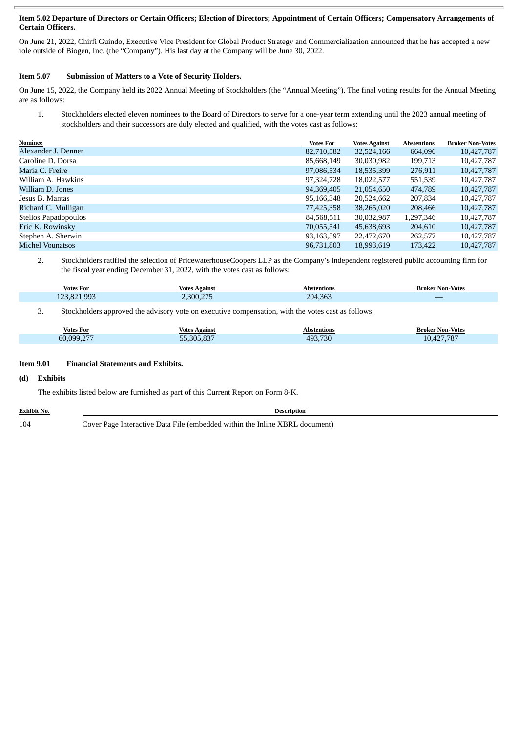**Item 5.02 Departure of Directors or Certain Officers; Election of Directors; Appointment of Certain Officers; Compensatory Arrangements of Certain Officers.**

On June 21, 2022, Chirfi Guindo, Executive Vice President for Global Product Strategy and Commercialization announced that he has accepted a new role outside of Biogen, Inc. (the "Company"). His last day at the Company will be June 30, 2022.

**Item 5.07 Submission of Matters to a Vote of Security Holders.**

On June 15, 2022, the Company held its 2022 Annual Meeting of Stockholders (the "Annual Meeting"). The final voting results for the Annual Meeting are as follows:

1. Stockholders elected eleven nominees to the Board of Directors to serve for a one-year term extending until the 2023 annual meeting of stockholders and their successors are duly elected and qualified, with the votes cast as follows:

| Nominee | Votes For | Votes Against | Abstentions | Broker Non-Votes |
|---|---|---|---|---|
| Alexander J. Denner | 82,710,582 | 32,524,166 | 664,096 | 10,427,787 |
| Caroline D. Dorsa | 85,668,149 | 30,030,982 | 199,713 | 10,427,787 |
| Maria C. Freire | 97,086,534 | 18,535,399 | 276,911 | 10,427,787 |
| William A. Hawkins | 97,324,728 | 18,022,577 | 551,539 | 10,427,787 |
| William D. Jones | 94,369,405 | 21,054,650 | 474,789 | 10,427,787 |
| Jesus B. Mantas | 95,166,348 | 20,524,662 | 207,834 | 10,427,787 |
| Richard C. Mulligan | 77,425,358 | 38,265,020 | 208,466 | 10,427,787 |
| Stelios Papadopoulos | 84,568,511 | 30,032,987 | 1,297,346 | 10,427,787 |
| Eric K. Rowinsky | 70,055,541 | 45,638,693 | 204,610 | 10,427,787 |
| Stephen A. Sherwin | 93,163,597 | 22,472,670 | 262,577 | 10,427,787 |
| Michel Vounatsos | 96,731,803 | 18,993,619 | 173,422 | 10,427,787 |

2. Stockholders ratified the selection of PricewaterhouseCoopers LLP as the Company's independent registered public accounting firm for the fiscal year ending December 31, 2022, with the votes cast as follows:

| Votes For | Votes Against | Abstentions | Broker Non-Votes |
|---|---|---|---|
| 123,821,993 | 2,300,275 | 204,363 | — |

3. Stockholders approved the advisory vote on executive compensation, with the votes cast as follows:

| Votes For | Votes Against | Abstentions | Broker Non-Votes |
|---|---|---|---|
| 60,099,277 | 55,305,837 | 493,730 | 10,427,787 |

**Item 9.01 Financial Statements and Exhibits.**

**(d) Exhibits**

The exhibits listed below are furnished as part of this Current Report on Form 8-K.

| Exhibit No. | Description |
|---|---|
| 104 | Cover Page Interactive Data File (embedded within the Inline XBRL document) |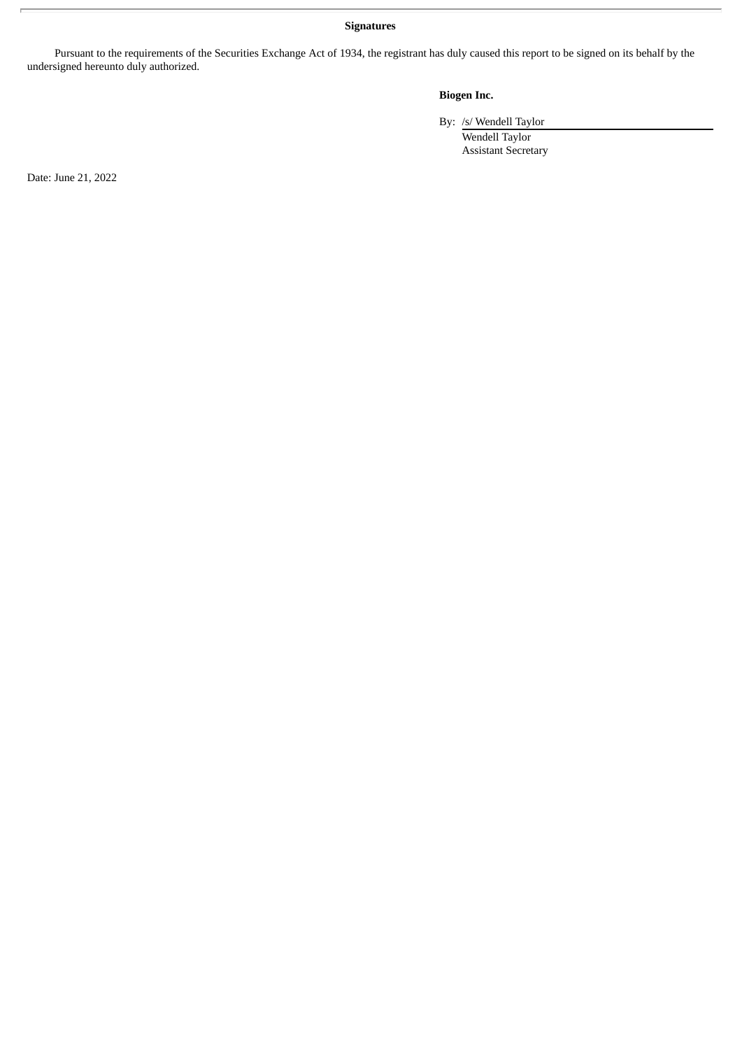**Signatures**

Pursuant to the requirements of the Securities Exchange Act of 1934, the registrant has duly caused this report to be signed on its behalf by the undersigned hereunto duly authorized.

**Biogen Inc.**

By: /s/ Wendell Taylor
Wendell Taylor
Assistant Secretary

Date: June 21, 2022